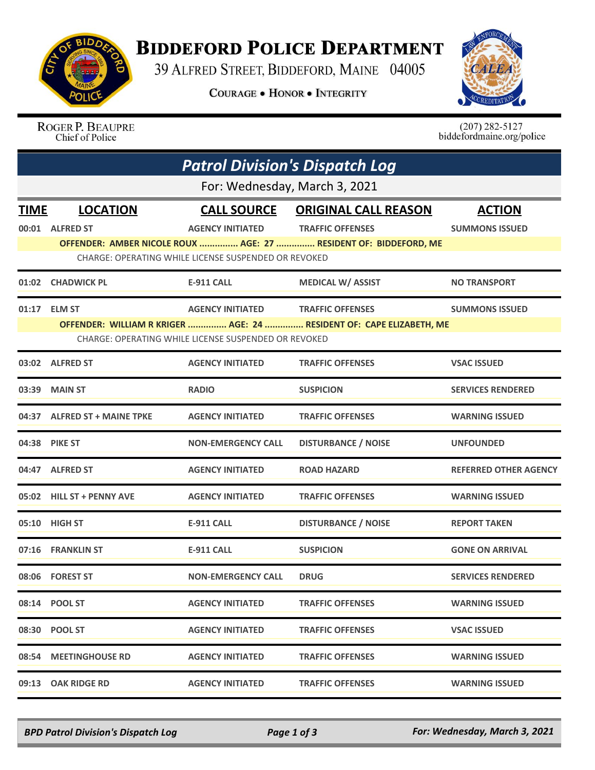# Biddeford Police Department

39 Alfred Street, Biddeford, Maine 04005

**Courage • Honor • Integrity**

Roger P. Beaupre
Chief of Police

(207) 282-5127
biddefordmaine.org/police

## Patrol Division's Dispatch Log

For: Wednesday, March 3, 2021

| TIME | LOCATION | CALL SOURCE | ORIGINAL CALL REASON | ACTION |
|---|---|---|---|---|
| 00:01 | ALFRED ST | AGENCY INITIATED | TRAFFIC OFFENSES | SUMMONS ISSUED |
| | OFFENDER: AMBER NICOLE ROUX ............... AGE: 27 ............... RESIDENT OF: BIDDEFORD, ME | | | |
| | CHARGE: OPERATING WHILE LICENSE SUSPENDED OR REVOKED | | | |
| 01:02 | CHADWICK PL | E-911 CALL | MEDICAL W/ ASSIST | NO TRANSPORT |
| 01:17 | ELM ST | AGENCY INITIATED | TRAFFIC OFFENSES | SUMMONS ISSUED |
| | OFFENDER: WILLIAM R KRIGER ............... AGE: 24 ............... RESIDENT OF: CAPE ELIZABETH, ME | | | |
| | CHARGE: OPERATING WHILE LICENSE SUSPENDED OR REVOKED | | | |
| 03:02 | ALFRED ST | AGENCY INITIATED | TRAFFIC OFFENSES | VSAC ISSUED |
| 03:39 | MAIN ST | RADIO | SUSPICION | SERVICES RENDERED |
| 04:37 | ALFRED ST + MAINE TPKE | AGENCY INITIATED | TRAFFIC OFFENSES | WARNING ISSUED |
| 04:38 | PIKE ST | NON-EMERGENCY CALL | DISTURBANCE / NOISE | UNFOUNDED |
| 04:47 | ALFRED ST | AGENCY INITIATED | ROAD HAZARD | REFERRED OTHER AGENCY |
| 05:02 | HILL ST + PENNY AVE | AGENCY INITIATED | TRAFFIC OFFENSES | WARNING ISSUED |
| 05:10 | HIGH ST | E-911 CALL | DISTURBANCE / NOISE | REPORT TAKEN |
| 07:16 | FRANKLIN ST | E-911 CALL | SUSPICION | GONE ON ARRIVAL |
| 08:06 | FOREST ST | NON-EMERGENCY CALL | DRUG | SERVICES RENDERED |
| 08:14 | POOL ST | AGENCY INITIATED | TRAFFIC OFFENSES | WARNING ISSUED |
| 08:30 | POOL ST | AGENCY INITIATED | TRAFFIC OFFENSES | VSAC ISSUED |
| 08:54 | MEETINGHOUSE RD | AGENCY INITIATED | TRAFFIC OFFENSES | WARNING ISSUED |
| 09:13 | OAK RIDGE RD | AGENCY INITIATED | TRAFFIC OFFENSES | WARNING ISSUED |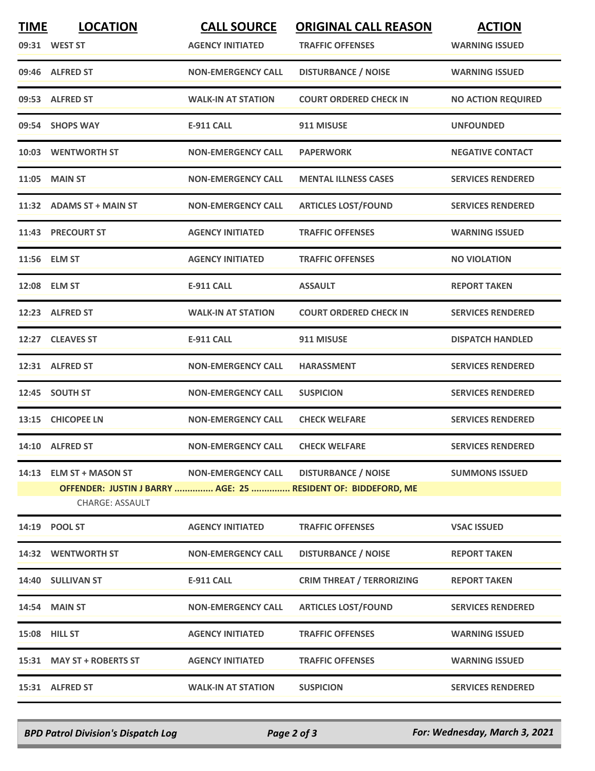| TIME | LOCATION | CALL SOURCE | ORIGINAL CALL REASON | ACTION |
|---|---|---|---|---|
| 09:31 | WEST ST | AGENCY INITIATED | TRAFFIC OFFENSES | WARNING ISSUED |
| 09:46 | ALFRED ST | NON-EMERGENCY CALL | DISTURBANCE / NOISE | WARNING ISSUED |
| 09:53 | ALFRED ST | WALK-IN AT STATION | COURT ORDERED CHECK IN | NO ACTION REQUIRED |
| 09:54 | SHOPS WAY | E-911 CALL | 911 MISUSE | UNFOUNDED |
| 10:03 | WENTWORTH ST | NON-EMERGENCY CALL | PAPERWORK | NEGATIVE CONTACT |
| 11:05 | MAIN ST | NON-EMERGENCY CALL | MENTAL ILLNESS CASES | SERVICES RENDERED |
| 11:32 | ADAMS ST + MAIN ST | NON-EMERGENCY CALL | ARTICLES LOST/FOUND | SERVICES RENDERED |
| 11:43 | PRECOURT ST | AGENCY INITIATED | TRAFFIC OFFENSES | WARNING ISSUED |
| 11:56 | ELM ST | AGENCY INITIATED | TRAFFIC OFFENSES | NO VIOLATION |
| 12:08 | ELM ST | E-911 CALL | ASSAULT | REPORT TAKEN |
| 12:23 | ALFRED ST | WALK-IN AT STATION | COURT ORDERED CHECK IN | SERVICES RENDERED |
| 12:27 | CLEAVES ST | E-911 CALL | 911 MISUSE | DISPATCH HANDLED |
| 12:31 | ALFRED ST | NON-EMERGENCY CALL | HARASSMENT | SERVICES RENDERED |
| 12:45 | SOUTH ST | NON-EMERGENCY CALL | SUSPICION | SERVICES RENDERED |
| 13:15 | CHICOPEE LN | NON-EMERGENCY CALL | CHECK WELFARE | SERVICES RENDERED |
| 14:10 | ALFRED ST | NON-EMERGENCY CALL | CHECK WELFARE | SERVICES RENDERED |
| 14:13 | ELM ST + MASON ST | NON-EMERGENCY CALL | DISTURBANCE / NOISE | SUMMONS ISSUED |
| | OFFENDER: JUSTIN J BARRY ............... AGE: 25 ............... RESIDENT OF: BIDDEFORD, ME | | | |
| | CHARGE: ASSAULT | | | |
| 14:19 | POOL ST | AGENCY INITIATED | TRAFFIC OFFENSES | VSAC ISSUED |
| 14:32 | WENTWORTH ST | NON-EMERGENCY CALL | DISTURBANCE / NOISE | REPORT TAKEN |
| 14:40 | SULLIVAN ST | E-911 CALL | CRIM THREAT / TERRORIZING | REPORT TAKEN |
| 14:54 | MAIN ST | NON-EMERGENCY CALL | ARTICLES LOST/FOUND | SERVICES RENDERED |
| 15:08 | HILL ST | AGENCY INITIATED | TRAFFIC OFFENSES | WARNING ISSUED |
| 15:31 | MAY ST + ROBERTS ST | AGENCY INITIATED | TRAFFIC OFFENSES | WARNING ISSUED |
| 15:31 | ALFRED ST | WALK-IN AT STATION | SUSPICION | SERVICES RENDERED |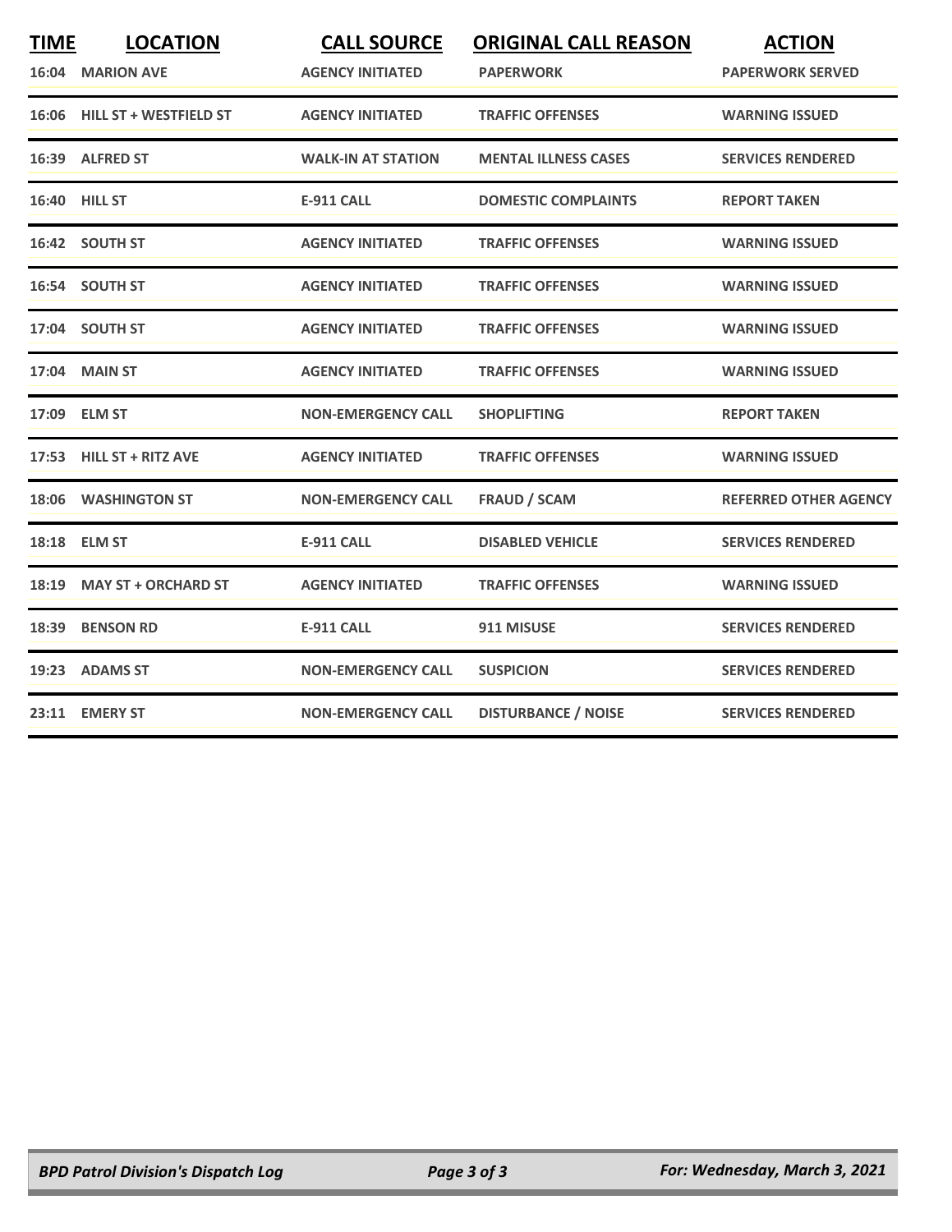| TIME | LOCATION | CALL SOURCE | ORIGINAL CALL REASON | ACTION |
|---|---|---|---|---|
| 16:04 | MARION AVE | AGENCY INITIATED | PAPERWORK | PAPERWORK SERVED |
| 16:06 | HILL ST + WESTFIELD ST | AGENCY INITIATED | TRAFFIC OFFENSES | WARNING ISSUED |
| 16:39 | ALFRED ST | WALK-IN AT STATION | MENTAL ILLNESS CASES | SERVICES RENDERED |
| 16:40 | HILL ST | E-911 CALL | DOMESTIC COMPLAINTS | REPORT TAKEN |
| 16:42 | SOUTH ST | AGENCY INITIATED | TRAFFIC OFFENSES | WARNING ISSUED |
| 16:54 | SOUTH ST | AGENCY INITIATED | TRAFFIC OFFENSES | WARNING ISSUED |
| 17:04 | SOUTH ST | AGENCY INITIATED | TRAFFIC OFFENSES | WARNING ISSUED |
| 17:04 | MAIN ST | AGENCY INITIATED | TRAFFIC OFFENSES | WARNING ISSUED |
| 17:09 | ELM ST | NON-EMERGENCY CALL | SHOPLIFTING | REPORT TAKEN |
| 17:53 | HILL ST + RITZ AVE | AGENCY INITIATED | TRAFFIC OFFENSES | WARNING ISSUED |
| 18:06 | WASHINGTON ST | NON-EMERGENCY CALL | FRAUD / SCAM | REFERRED OTHER AGENCY |
| 18:18 | ELM ST | E-911 CALL | DISABLED VEHICLE | SERVICES RENDERED |
| 18:19 | MAY ST + ORCHARD ST | AGENCY INITIATED | TRAFFIC OFFENSES | WARNING ISSUED |
| 18:39 | BENSON RD | E-911 CALL | 911 MISUSE | SERVICES RENDERED |
| 19:23 | ADAMS ST | NON-EMERGENCY CALL | SUSPICION | SERVICES RENDERED |
| 23:11 | EMERY ST | NON-EMERGENCY CALL | DISTURBANCE / NOISE | SERVICES RENDERED |